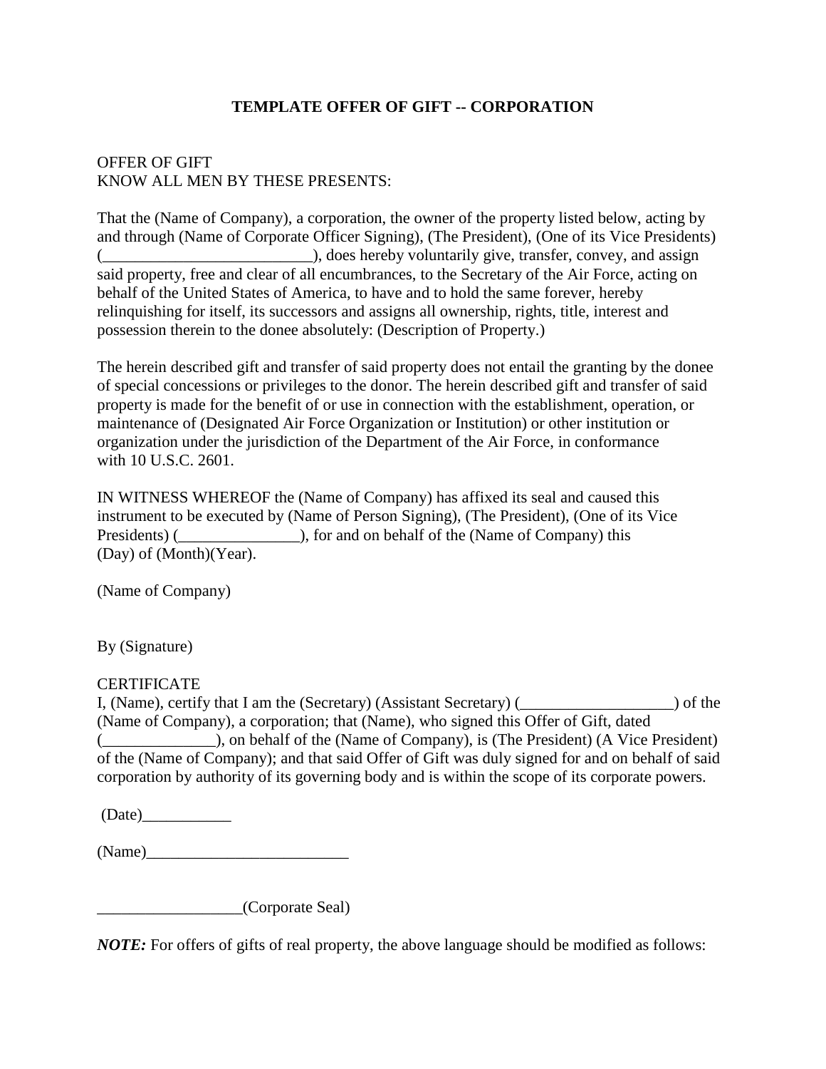# TEMPLATE OFFER OF GIFT -- CORPORATION

OFFER OF GIFT
KNOW ALL MEN BY THESE PRESENTS:

That the (Name of Company), a corporation, the owner of the property listed below, acting by and through (Name of Corporate Officer Signing), (The President), (One of its Vice Presidents) (__________________________), does hereby voluntarily give, transfer, convey, and assign said property, free and clear of all encumbrances, to the Secretary of the Air Force, acting on behalf of the United States of America, to have and to hold the same forever, hereby relinquishing for itself, its successors and assigns all ownership, rights, title, interest and possession therein to the donee absolutely: (Description of Property.)

The herein described gift and transfer of said property does not entail the granting by the donee of special concessions or privileges to the donor. The herein described gift and transfer of said property is made for the benefit of or use in connection with the establishment, operation, or maintenance of (Designated Air Force Organization or Institution) or other institution or organization under the jurisdiction of the Department of the Air Force, in conformance with 10 U.S.C. 2601.

IN WITNESS WHEREOF the (Name of Company) has affixed its seal and caused this instrument to be executed by (Name of Person Signing), (The President), (One of its Vice Presidents) (_______________), for and on behalf of the (Name of Company) this (Day) of (Month)(Year).

(Name of Company)

By (Signature)

CERTIFICATE
I, (Name), certify that I am the (Secretary) (Assistant Secretary) (___________________) of the (Name of Company), a corporation; that (Name), who signed this Offer of Gift, dated (______________), on behalf of the (Name of Company), is (The President) (A Vice President) of the (Name of Company); and that said Offer of Gift was duly signed for and on behalf of said corporation by authority of its governing body and is within the scope of its corporate powers.

(Date)___________

(Name)_________________________

__________________(Corporate Seal)

***NOTE:*** For offers of gifts of real property, the above language should be modified as follows: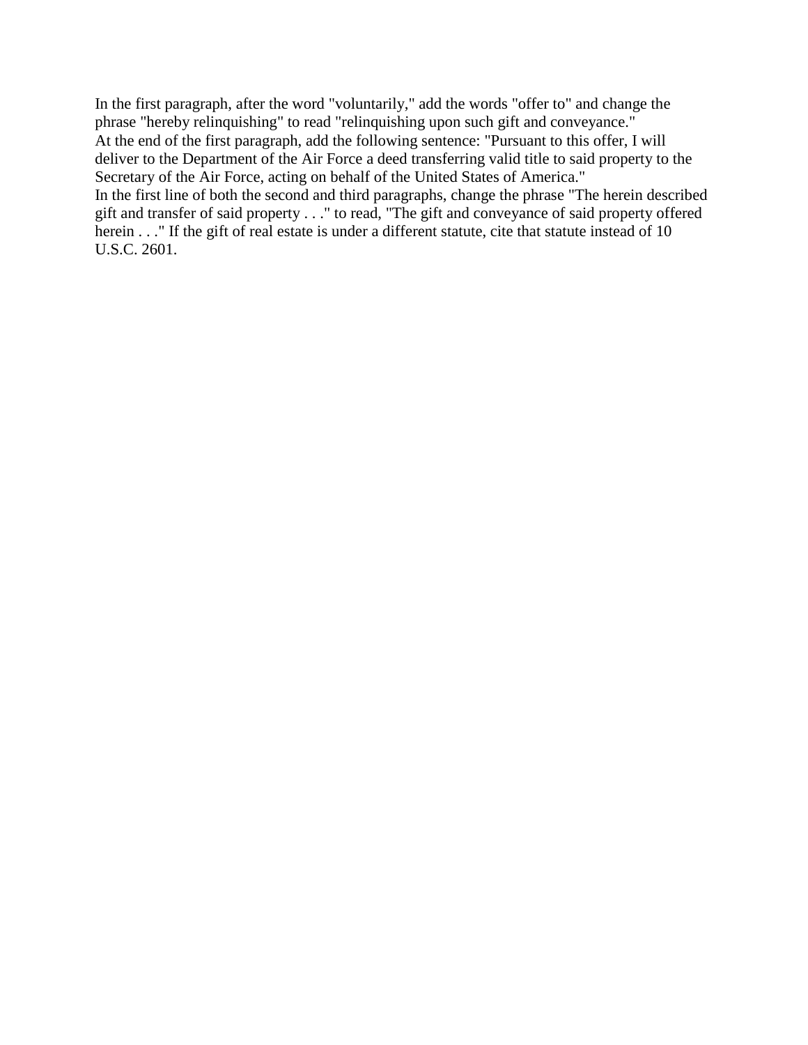In the first paragraph, after the word "voluntarily," add the words "offer to" and change the phrase "hereby relinquishing" to read "relinquishing upon such gift and conveyance."

At the end of the first paragraph, add the following sentence: "Pursuant to this offer, I will deliver to the Department of the Air Force a deed transferring valid title to said property to the Secretary of the Air Force, acting on behalf of the United States of America."

In the first line of both the second and third paragraphs, change the phrase "The herein described gift and transfer of said property . . ." to read, "The gift and conveyance of said property offered herein . . ." If the gift of real estate is under a different statute, cite that statute instead of 10 U.S.C. 2601.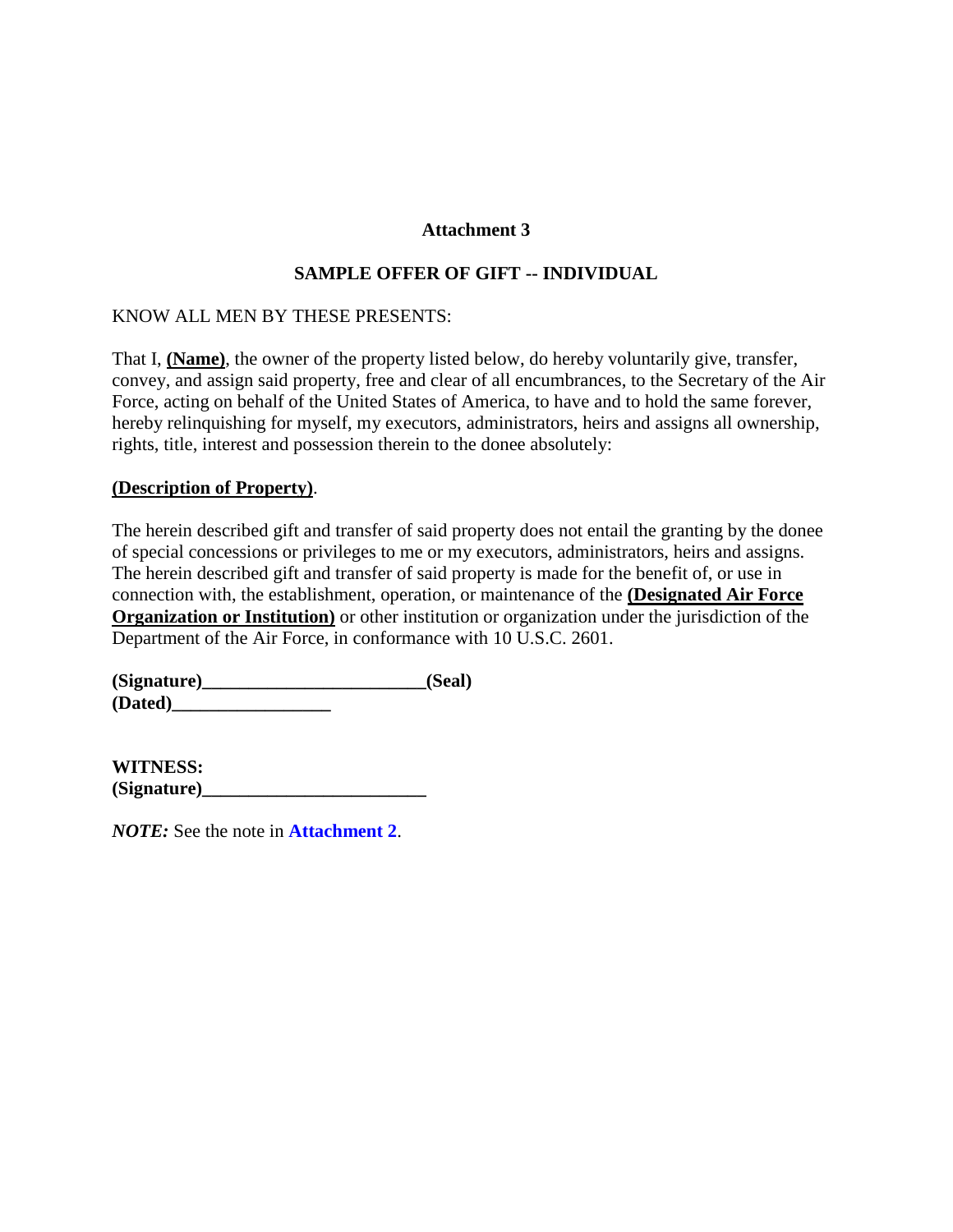# Attachment 3

## SAMPLE OFFER OF GIFT -- INDIVIDUAL

KNOW ALL MEN BY THESE PRESENTS:

That I, **(Name)**, the owner of the property listed below, do hereby voluntarily give, transfer, convey, and assign said property, free and clear of all encumbrances, to the Secretary of the Air Force, acting on behalf of the United States of America, to have and to hold the same forever, hereby relinquishing for myself, my executors, administrators, heirs and assigns all ownership, rights, title, interest and possession therein to the donee absolutely:

**(Description of Property)**.

The herein described gift and transfer of said property does not entail the granting by the donee of special concessions or privileges to me or my executors, administrators, heirs and assigns. The herein described gift and transfer of said property is made for the benefit of, or use in connection with, the establishment, operation, or maintenance of the **(Designated Air Force Organization or Institution)** or other institution or organization under the jurisdiction of the Department of the Air Force, in conformance with 10 U.S.C. 2601.

**(Signature)________________________(Seal)**
**(Dated)_________________**

**WITNESS:**
**(Signature)________________________**

***NOTE:*** See the note in **Attachment 2**.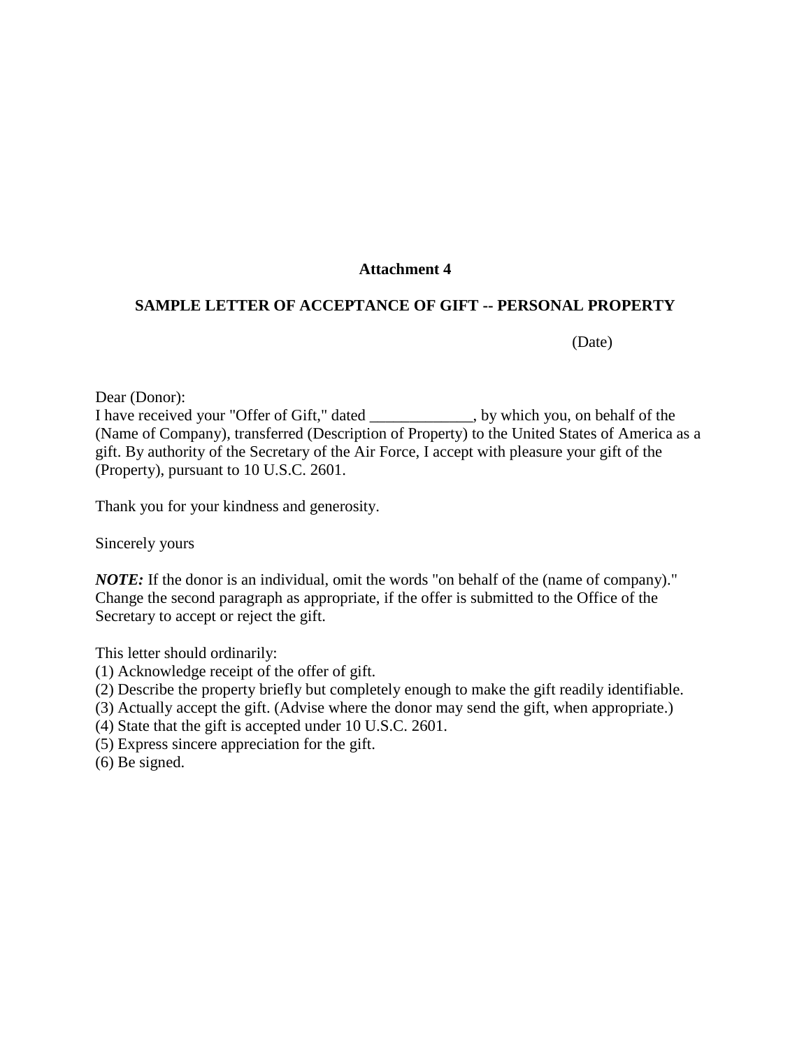## Attachment 4

### SAMPLE LETTER OF ACCEPTANCE OF GIFT -- PERSONAL PROPERTY

(Date)

Dear (Donor):
I have received your "Offer of Gift," dated _____________, by which you, on behalf of the (Name of Company), transferred (Description of Property) to the United States of America as a gift. By authority of the Secretary of the Air Force, I accept with pleasure your gift of the (Property), pursuant to 10 U.S.C. 2601.

Thank you for your kindness and generosity.

Sincerely yours

***NOTE:*** If the donor is an individual, omit the words "on behalf of the (name of company)." Change the second paragraph as appropriate, if the offer is submitted to the Office of the Secretary to accept or reject the gift.

This letter should ordinarily:
(1) Acknowledge receipt of the offer of gift.
(2) Describe the property briefly but completely enough to make the gift readily identifiable.
(3) Actually accept the gift. (Advise where the donor may send the gift, when appropriate.)
(4) State that the gift is accepted under 10 U.S.C. 2601.
(5) Express sincere appreciation for the gift.
(6) Be signed.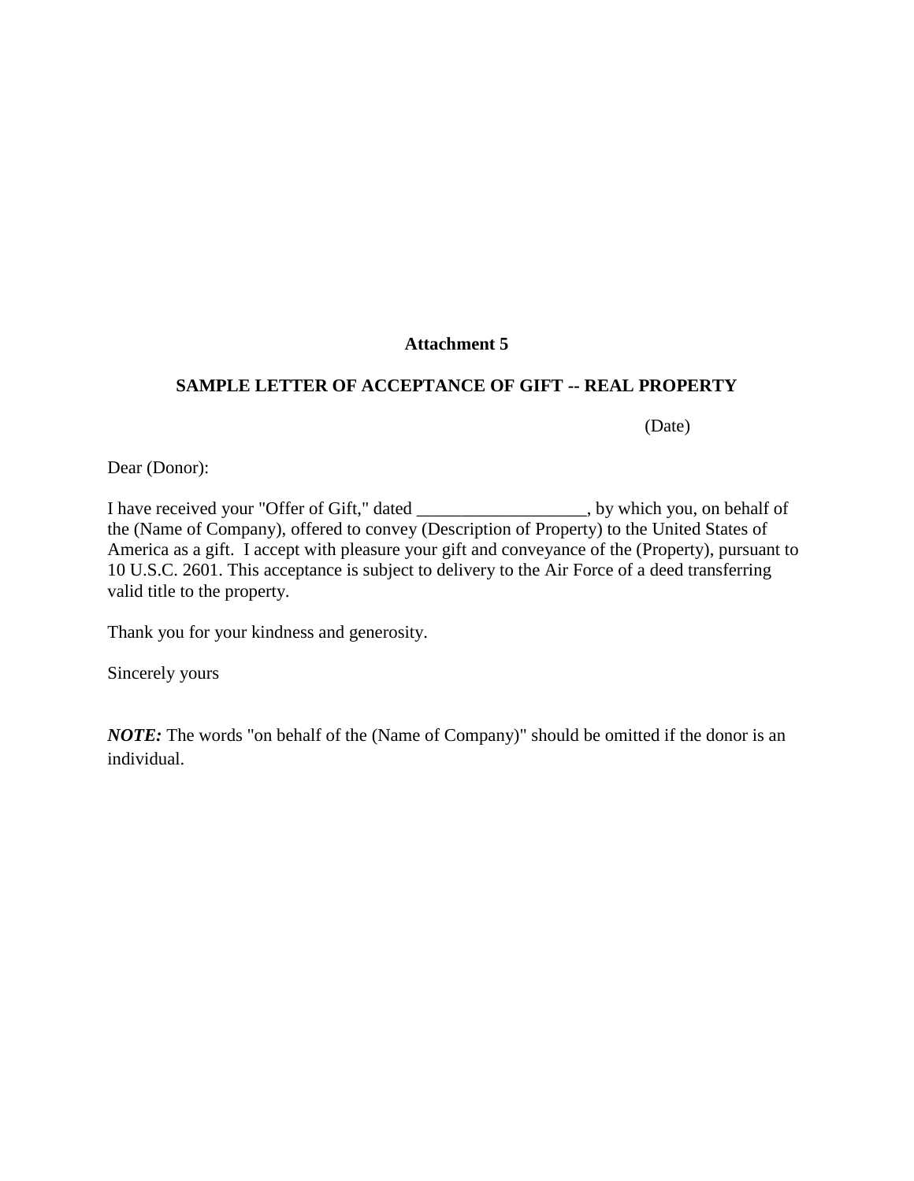**Attachment 5**

**SAMPLE LETTER OF ACCEPTANCE OF GIFT -- REAL PROPERTY**

(Date)

Dear (Donor):

I have received your "Offer of Gift," dated ___________________, by which you, on behalf of the (Name of Company), offered to convey (Description of Property) to the United States of America as a gift. I accept with pleasure your gift and conveyance of the (Property), pursuant to 10 U.S.C. 2601. This acceptance is subject to delivery to the Air Force of a deed transferring valid title to the property.

Thank you for your kindness and generosity.

Sincerely yours

***NOTE:*** The words "on behalf of the (Name of Company)" should be omitted if the donor is an individual.